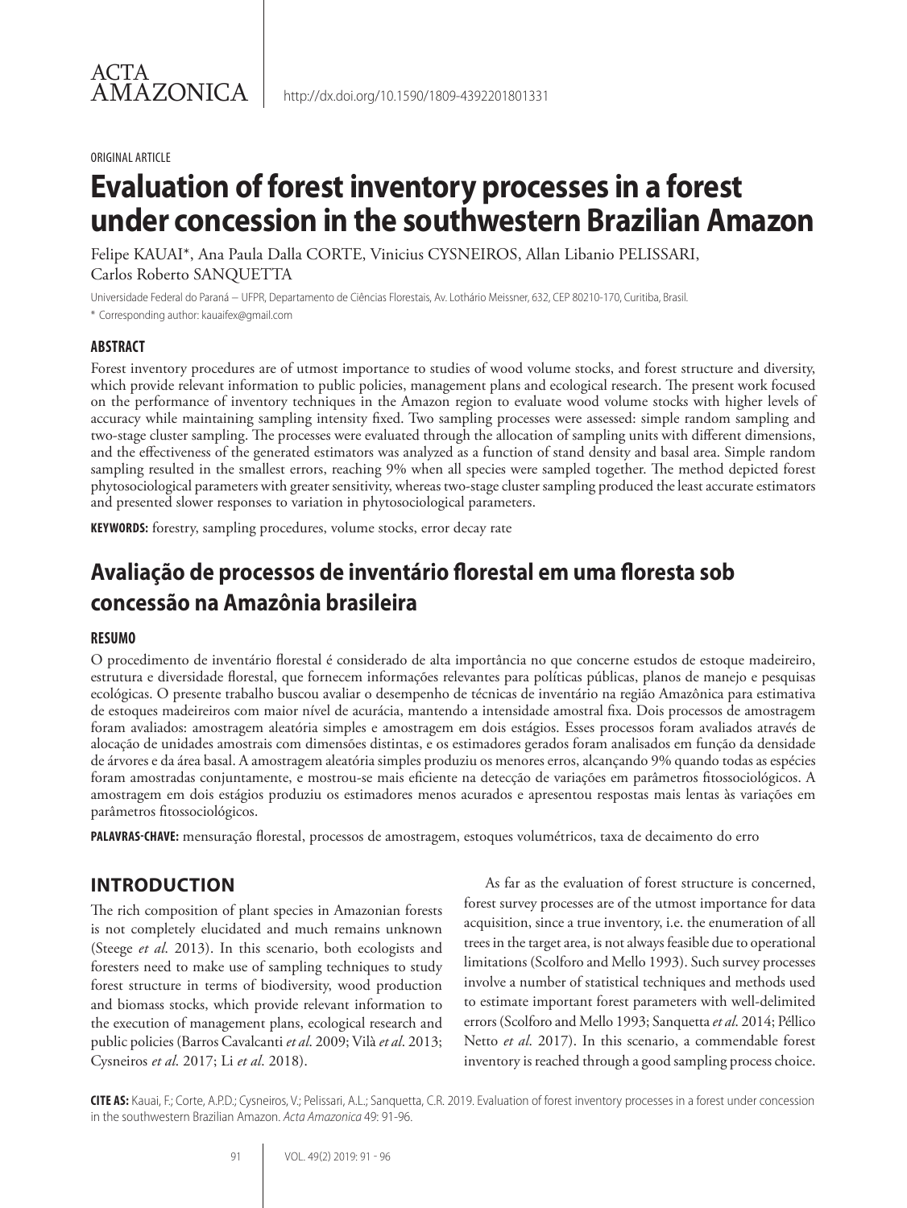ACTA AMAZONICA

http://dx.doi.org/10.1590/1809-4392201801331

ORIGINAL ARTICLE

# Evaluation of forest inventory processes in a forest under concession in the southwestern Brazilian Amazon

Felipe KAUAI*, Ana Paula Dalla CORTE, Vinicius CYSNEIROS, Allan Libanio PELISSARI, Carlos Roberto SANQUETTA

Universidade Federal do Paraná – UFPR, Departamento de Ciências Florestais, Av. Lothário Meissner, 632, CEP 80210-170, Curitiba, Brasil.

* Corresponding author: kauaifex@gmail.com

### ABSTRACT

Forest inventory procedures are of utmost importance to studies of wood volume stocks, and forest structure and diversity, which provide relevant information to public policies, management plans and ecological research. The present work focused on the performance of inventory techniques in the Amazon region to evaluate wood volume stocks with higher levels of accuracy while maintaining sampling intensity fixed. Two sampling processes were assessed: simple random sampling and two-stage cluster sampling. The processes were evaluated through the allocation of sampling units with different dimensions, and the effectiveness of the generated estimators was analyzed as a function of stand density and basal area. Simple random sampling resulted in the smallest errors, reaching 9% when all species were sampled together. The method depicted forest phytosociological parameters with greater sensitivity, whereas two-stage cluster sampling produced the least accurate estimators and presented slower responses to variation in phytosociological parameters.

**KEYWORDS:** forestry, sampling procedures, volume stocks, error decay rate

## Avaliação de processos de inventário florestal em uma floresta sob concessão na Amazônia brasileira

### RESUMO

O procedimento de inventário florestal é considerado de alta importância no que concerne estudos de estoque madeireiro, estrutura e diversidade florestal, que fornecem informações relevantes para políticas públicas, planos de manejo e pesquisas ecológicas. O presente trabalho buscou avaliar o desempenho de técnicas de inventário na região Amazônica para estimativa de estoques madeireiros com maior nível de acurácia, mantendo a intensidade amostral fixa. Dois processos de amostragem foram avaliados: amostragem aleatória simples e amostragem em dois estágios. Esses processos foram avaliados através de alocação de unidades amostrais com dimensões distintas, e os estimadores gerados foram analisados em função da densidade de árvores e da área basal. A amostragem aleatória simples produziu os menores erros, alcançando 9% quando todas as espécies foram amostradas conjuntamente, e mostrou-se mais eficiente na detecção de variações em parâmetros fitossociológicos. A amostragem em dois estágios produziu os estimadores menos acurados e apresentou respostas mais lentas às variações em parâmetros fitossociológicos.

**PALAVRAS-CHAVE:** mensuração florestal, processos de amostragem, estoques volumétricos, taxa de decaimento do erro

## INTRODUCTION

The rich composition of plant species in Amazonian forests is not completely elucidated and much remains unknown (Steege *et al.* 2013). In this scenario, both ecologists and foresters need to make use of sampling techniques to study forest structure in terms of biodiversity, wood production and biomass stocks, which provide relevant information to the execution of management plans, ecological research and public policies (Barros Cavalcanti *et al.* 2009; Vilà *et al.* 2013; Cysneiros *et al.* 2017; Li *et al.* 2018).

As far as the evaluation of forest structure is concerned, forest survey processes are of the utmost importance for data acquisition, since a true inventory, i.e. the enumeration of all trees in the target area, is not always feasible due to operational limitations (Scolforo and Mello 1993). Such survey processes involve a number of statistical techniques and methods used to estimate important forest parameters with well-delimited errors (Scolforo and Mello 1993; Sanquetta *et al.* 2014; Péllico Netto *et al.* 2017). In this scenario, a commendable forest inventory is reached through a good sampling process choice.

**CITE AS:** Kauai, F.; Corte, A.P.D.; Cysneiros, V.; Pelissari, A.L.; Sanquetta, C.R. 2019. Evaluation of forest inventory processes in a forest under concession in the southwestern Brazilian Amazon. *Acta Amazonica* 49: 91-96.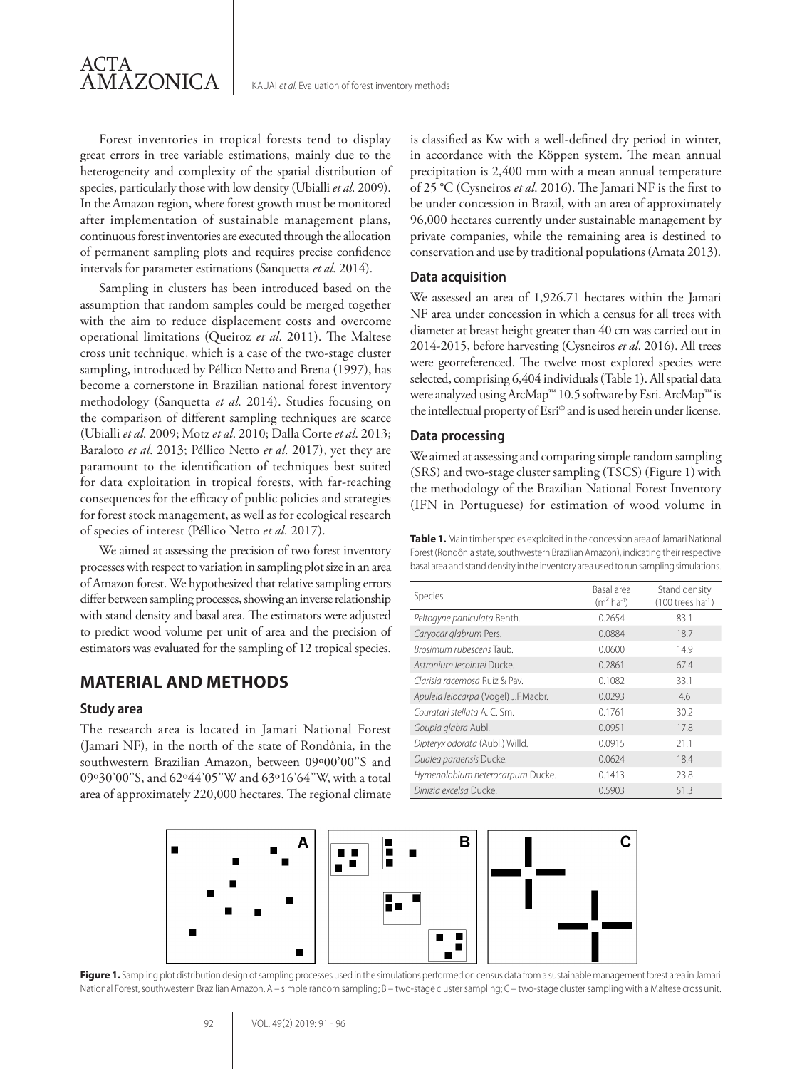Forest inventories in tropical forests tend to display great errors in tree variable estimations, mainly due to the heterogeneity and complexity of the spatial distribution of species, particularly those with low density (Ubialli *et al*. 2009). In the Amazon region, where forest growth must be monitored after implementation of sustainable management plans, continuous forest inventories are executed through the allocation of permanent sampling plots and requires precise confidence intervals for parameter estimations (Sanquetta *et al*. 2014).

Sampling in clusters has been introduced based on the assumption that random samples could be merged together with the aim to reduce displacement costs and overcome operational limitations (Queiroz *et al*. 2011). The Maltese cross unit technique, which is a case of the two-stage cluster sampling, introduced by Péllico Netto and Brena (1997), has become a cornerstone in Brazilian national forest inventory methodology (Sanquetta *et al*. 2014). Studies focusing on the comparison of different sampling techniques are scarce (Ubialli *et al*. 2009; Motz *et al*. 2010; Dalla Corte *et al*. 2013; Baraloto *et al*. 2013; Péllico Netto *et al*. 2017), yet they are paramount to the identification of techniques best suited for data exploitation in tropical forests, with far-reaching consequences for the efficacy of public policies and strategies for forest stock management, as well as for ecological research of species of interest (Péllico Netto *et al*. 2017).

We aimed at assessing the precision of two forest inventory processes with respect to variation in sampling plot size in an area of Amazon forest. We hypothesized that relative sampling errors differ between sampling processes, showing an inverse relationship with stand density and basal area. The estimators were adjusted to predict wood volume per unit of area and the precision of estimators was evaluated for the sampling of 12 tropical species.

## MATERIAL AND METHODS

### Study area

The research area is located in Jamari National Forest (Jamari NF), in the north of the state of Rondônia, in the southwestern Brazilian Amazon, between 09º00'00"S and 09º30'00"S, and 62º44'05"W and 63º16'64"W, with a total area of approximately 220,000 hectares. The regional climate is classified as Kw with a well-defined dry period in winter, in accordance with the Köppen system. The mean annual precipitation is 2,400 mm with a mean annual temperature of 25 °C (Cysneiros *et al*. 2016). The Jamari NF is the first to be under concession in Brazil, with an area of approximately 96,000 hectares currently under sustainable management by private companies, while the remaining area is destined to conservation and use by traditional populations (Amata 2013).

### Data acquisition

We assessed an area of 1,926.71 hectares within the Jamari NF area under concession in which a census for all trees with diameter at breast height greater than 40 cm was carried out in 2014-2015, before harvesting (Cysneiros *et al*. 2016). All trees were georreferenced. The twelve most explored species were selected, comprising 6,404 individuals (Table 1). All spatial data were analyzed using ArcMap™ 10.5 software by Esri. ArcMap™ is the intellectual property of Esri© and is used herein under license.

### Data processing

We aimed at assessing and comparing simple random sampling (SRS) and two-stage cluster sampling (TSCS) (Figure 1) with the methodology of the Brazilian National Forest Inventory (IFN in Portuguese) for estimation of wood volume in

**Table 1.** Main timber species exploited in the concession area of Jamari National Forest (Rondônia state, southwestern Brazilian Amazon), indicating their respective basal area and stand density in the inventory area used to run sampling simulations.

| Species | Basal area ($m^2$ $ha^{-1}$) | Stand density (100 trees $ha^{-1}$) |
|---|---|---|
| *Peltogyne paniculata* Benth. | 0.2654 | 83.1 |
| *Caryocar glabrum* Pers. | 0.0884 | 18.7 |
| *Brosimum rubescens* Taub. | 0.0600 | 14.9 |
| *Astronium lecointei* Ducke. | 0.2861 | 67.4 |
| *Clarisia racemosa* Ruíz & Pav. | 0.1082 | 33.1 |
| *Apuleia leiocarpa* (Vogel) J.F.Macbr. | 0.0293 | 4.6 |
| *Couratari stellata* A. C. Sm. | 0.1761 | 30.2 |
| *Goupia glabra* Aubl. | 0.0951 | 17.8 |
| *Dipteryx odorata* (Aubl.) Willd. | 0.0915 | 21.1 |
| *Qualea paraensis* Ducke. | 0.0624 | 18.4 |
| *Hymenolobium heterocarpum* Ducke. | 0.1413 | 23.8 |
| *Dinizia excelsa* Ducke. | 0.5903 | 51.3 |

**Figure 1.** Sampling plot distribution design of sampling processes used in the simulations performed on census data from a sustainable management forest area in Jamari National Forest, southwestern Brazilian Amazon. A – simple random sampling; B – two-stage cluster sampling; C – two-stage cluster sampling with a Maltese cross unit.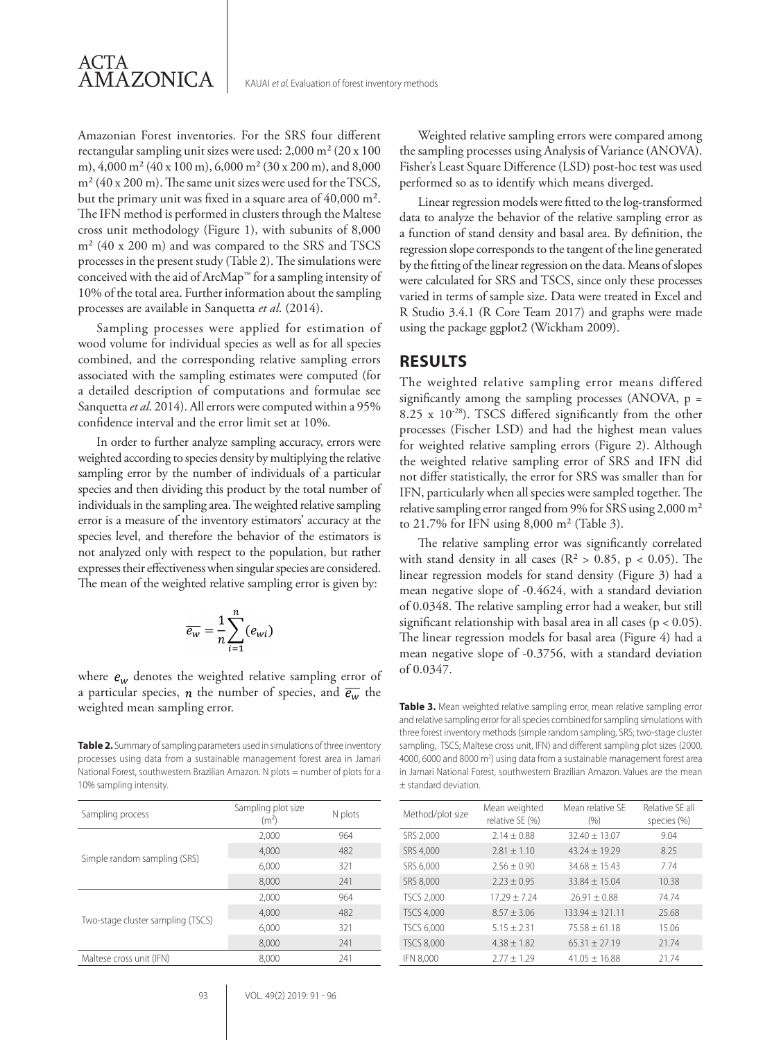Amazonian Forest inventories. For the SRS four different rectangular sampling unit sizes were used: 2,000 m² (20 x 100 m), 4,000 m² (40 x 100 m), 6,000 m² (30 x 200 m), and 8,000 m² (40 x 200 m). The same unit sizes were used for the TSCS, but the primary unit was fixed in a square area of 40,000 m². The IFN method is performed in clusters through the Maltese cross unit methodology (Figure 1), with subunits of 8,000 m² (40 x 200 m) and was compared to the SRS and TSCS processes in the present study (Table 2). The simulations were conceived with the aid of ArcMap™ for a sampling intensity of 10% of the total area. Further information about the sampling processes are available in Sanquetta *et al*. (2014).

Sampling processes were applied for estimation of wood volume for individual species as well as for all species combined, and the corresponding relative sampling errors associated with the sampling estimates were computed (for a detailed description of computations and formulae see Sanquetta *et al*. 2014). All errors were computed within a 95% confidence interval and the error limit set at 10%.

In order to further analyze sampling accuracy, errors were weighted according to species density by multiplying the relative sampling error by the number of individuals of a particular species and then dividing this product by the total number of individuals in the sampling area. The weighted relative sampling error is a measure of the inventory estimators' accuracy at the species level, and therefore the behavior of the estimators is not analyzed only with respect to the population, but rather expresses their effectiveness when singular species are considered. The mean of the weighted relative sampling error is given by:

$$\overline{e_w} = \frac{1}{n}\sum_{i=1}^{n}(e_{wi})$$

where $e_w$ denotes the weighted relative sampling error of a particular species, $n$ the number of species, and $\overline{e_w}$ the weighted mean sampling error.

**Table 2.** Summary of sampling parameters used in simulations of three inventory processes using data from a sustainable management forest area in Jamari National Forest, southwestern Brazilian Amazon. N plots = number of plots for a 10% sampling intensity.

| Sampling process | Sampling plot size (m²) | N plots |
|---|---|---|
| Simple random sampling (SRS) | 2,000 | 964 |
| | 4,000 | 482 |
| | 6,000 | 321 |
| | 8,000 | 241 |
| Two-stage cluster sampling (TSCS) | 2,000 | 964 |
| | 4,000 | 482 |
| | 6,000 | 321 |
| | 8,000 | 241 |
| Maltese cross unit (IFN) | 8,000 | 241 |

Weighted relative sampling errors were compared among the sampling processes using Analysis of Variance (ANOVA). Fisher's Least Square Difference (LSD) post-hoc test was used performed so as to identify which means diverged.

Linear regression models were fitted to the log-transformed data to analyze the behavior of the relative sampling error as a function of stand density and basal area. By definition, the regression slope corresponds to the tangent of the line generated by the fitting of the linear regression on the data. Means of slopes were calculated for SRS and TSCS, since only these processes varied in terms of sample size. Data were treated in Excel and R Studio 3.4.1 (R Core Team 2017) and graphs were made using the package ggplot2 (Wickham 2009).

## RESULTS

The weighted relative sampling error means differed significantly among the sampling processes (ANOVA, $p = 8.25 \times 10^{-28}$). TSCS differed significantly from the other processes (Fischer LSD) and had the highest mean values for weighted relative sampling errors (Figure 2). Although the weighted relative sampling error of SRS and IFN did not differ statistically, the error for SRS was smaller than for IFN, particularly when all species were sampled together. The relative sampling error ranged from 9% for SRS using 2,000 m² to 21.7% for IFN using 8,000 m² (Table 3).

The relative sampling error was significantly correlated with stand density in all cases ($R^2 > 0.85$, $p < 0.05$). The linear regression models for stand density (Figure 3) had a mean negative slope of -0.4624, with a standard deviation of 0.0348. The relative sampling error had a weaker, but still significant relationship with basal area in all cases ($p < 0.05$). The linear regression models for basal area (Figure 4) had a mean negative slope of -0.3756, with a standard deviation of 0.0347.

**Table 3.** Mean weighted relative sampling error, mean relative sampling error and relative sampling error for all species combined for sampling simulations with three forest inventory methods (simple random sampling, SRS; two-stage cluster sampling, TSCS; Maltese cross unit, IFN) and different sampling plot sizes (2000, 4000, 6000 and 8000 m²) using data from a sustainable management forest area in Jamari National Forest, southwestern Brazilian Amazon. Values are the mean ± standard deviation.

| Method/plot size | Mean weighted relative SE (%) | Mean relative SE (%) | Relative SE all species (%) |
|---|---|---|---|
| SRS 2,000 | 2.14 ± 0.88 | 32.40 ± 13.07 | 9.04 |
| SRS 4,000 | 2.81 ± 1.10 | 43.24 ± 19.29 | 8.25 |
| SRS 6,000 | 2.56 ± 0.90 | 34.68 ± 15.43 | 7.74 |
| SRS 8,000 | 2.23 ± 0.95 | 33.84 ± 15.04 | 10.38 |
| TSCS 2,000 | 17.29 ± 7.24 | 26.91 ± 0.88 | 74.74 |
| TSCS 4,000 | 8.57 ± 3.06 | 133.94 ± 121.11 | 25.68 |
| TSCS 6,000 | 5.15 ± 2.31 | 75.58 ± 61.18 | 15.06 |
| TSCS 8,000 | 4.38 ± 1.82 | 65.31 ± 27.19 | 21.74 |
| IFN 8,000 | 2.77 ± 1.29 | 41.05 ± 16.88 | 21.74 |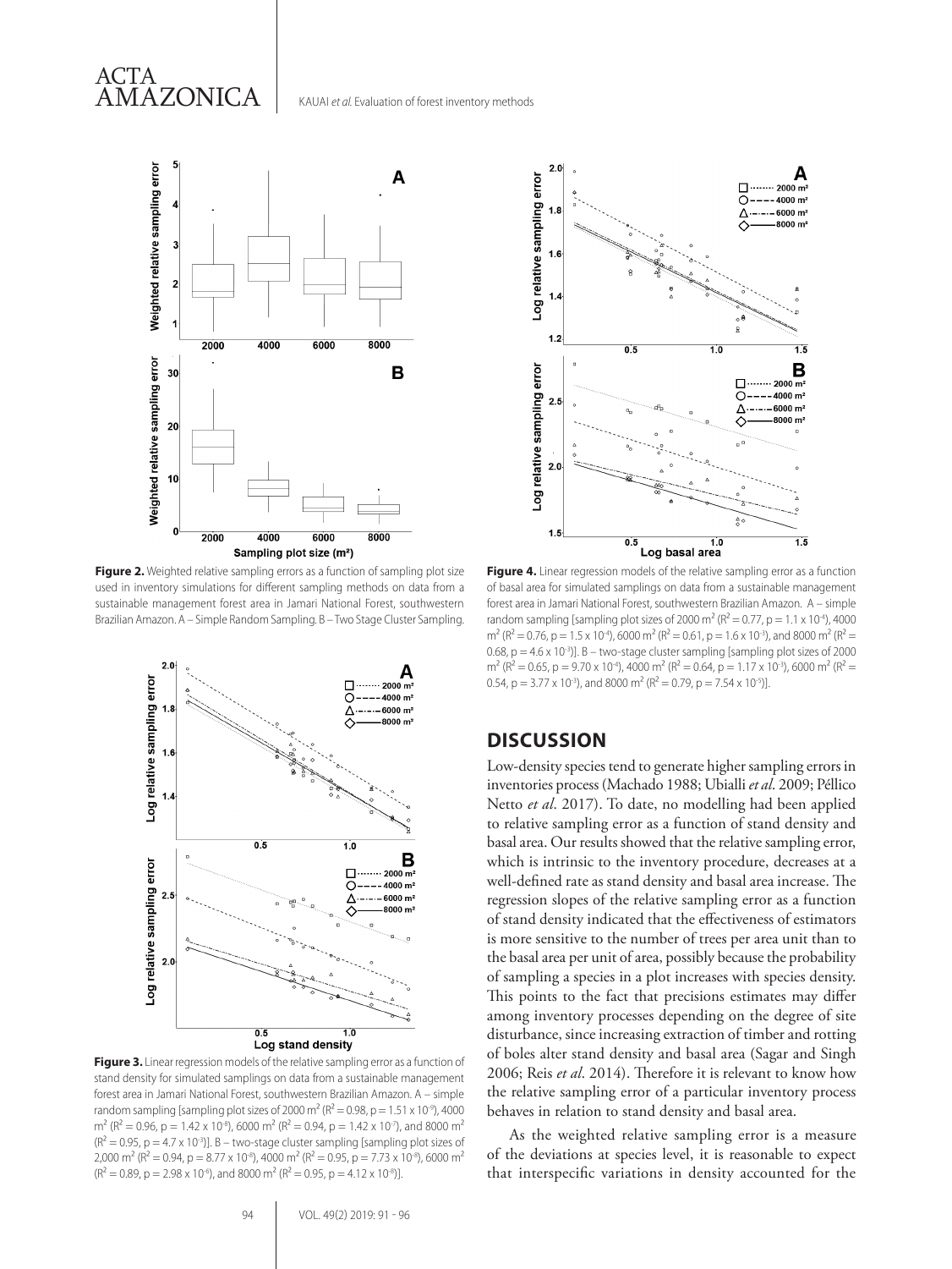**Figure 2.** Weighted relative sampling errors as a function of sampling plot size used in inventory simulations for different sampling methods on data from a sustainable management forest area in Jamari National Forest, southwestern Brazilian Amazon. A – Simple Random Sampling. B – Two Stage Cluster Sampling.

**Figure 3.** Linear regression models of the relative sampling error as a function of stand density for simulated samplings on data from a sustainable management forest area in Jamari National Forest, southwestern Brazilian Amazon. A – simple random sampling [sampling plot sizes of 2000 m$^2$ ($R^2 = 0.98$, $p = 1.51 \times 10^{-9}$), 4000 m$^2$ ($R^2 = 0.96$, $p = 1.42 \times 10^{-8}$), 6000 m$^2$ ($R^2 = 0.94$, $p = 1.42 \times 10^{-7}$), and 8000 m$^2$ ($R^2 = 0.95$, $p = 4.7 \times 10^{-3}$)]. B – two-stage cluster sampling [sampling plot sizes of 2,000 m$^2$ ($R^2 = 0.94$, $p = 8.77 \times 10^{-8}$), 4000 m$^2$ ($R^2 = 0.95$, $p = 7.73 \times 10^{-8}$), 6000 m$^2$ ($R^2 = 0.89$, $p = 2.98 \times 10^{-6}$), and 8000 m$^2$ ($R^2 = 0.95$, $p = 4.12 \times 10^{-8}$)].

**Figure 4.** Linear regression models of the relative sampling error as a function of basal area for simulated samplings on data from a sustainable management forest area in Jamari National Forest, southwestern Brazilian Amazon. A – simple random sampling [sampling plot sizes of 2000 m$^2$ ($R^2 = 0.77$, $p = 1.1 \times 10^{-4}$), 4000 m$^2$ ($R^2 = 0.76$, $p = 1.5 \times 10^{-4}$), 6000 m$^2$ ($R^2 = 0.61$, $p = 1.6 \times 10^{-3}$), and 8000 m$^2$ ($R^2 = 0.68$, $p = 4.6 \times 10^{-3}$)]. B – two-stage cluster sampling [sampling plot sizes of 2000 m$^2$ ($R^2 = 0.65$, $p = 9.70 \times 10^{-4}$), 4000 m$^2$ ($R^2 = 0.64$, $p = 1.17 \times 10^{-3}$), 6000 m$^2$ ($R^2 = 0.54$, $p = 3.77 \times 10^{-3}$), and 8000 m$^2$ ($R^2 = 0.79$, $p = 7.54 \times 10^{-5}$)].

## DISCUSSION

Low-density species tend to generate higher sampling errors in inventories process (Machado 1988; Ubialli *et al*. 2009; Péllico Netto *et al*. 2017). To date, no modelling had been applied to relative sampling error as a function of stand density and basal area. Our results showed that the relative sampling error, which is intrinsic to the inventory procedure, decreases at a well-defined rate as stand density and basal area increase. The regression slopes of the relative sampling error as a function of stand density indicated that the effectiveness of estimators is more sensitive to the number of trees per area unit than to the basal area per unit of area, possibly because the probability of sampling a species in a plot increases with species density. This points to the fact that precisions estimates may differ among inventory processes depending on the degree of site disturbance, since increasing extraction of timber and rotting of boles alter stand density and basal area (Sagar and Singh 2006; Reis *et al*. 2014). Therefore it is relevant to know how the relative sampling error of a particular inventory process behaves in relation to stand density and basal area.

As the weighted relative sampling error is a measure of the deviations at species level, it is reasonable to expect that interspecific variations in density accounted for the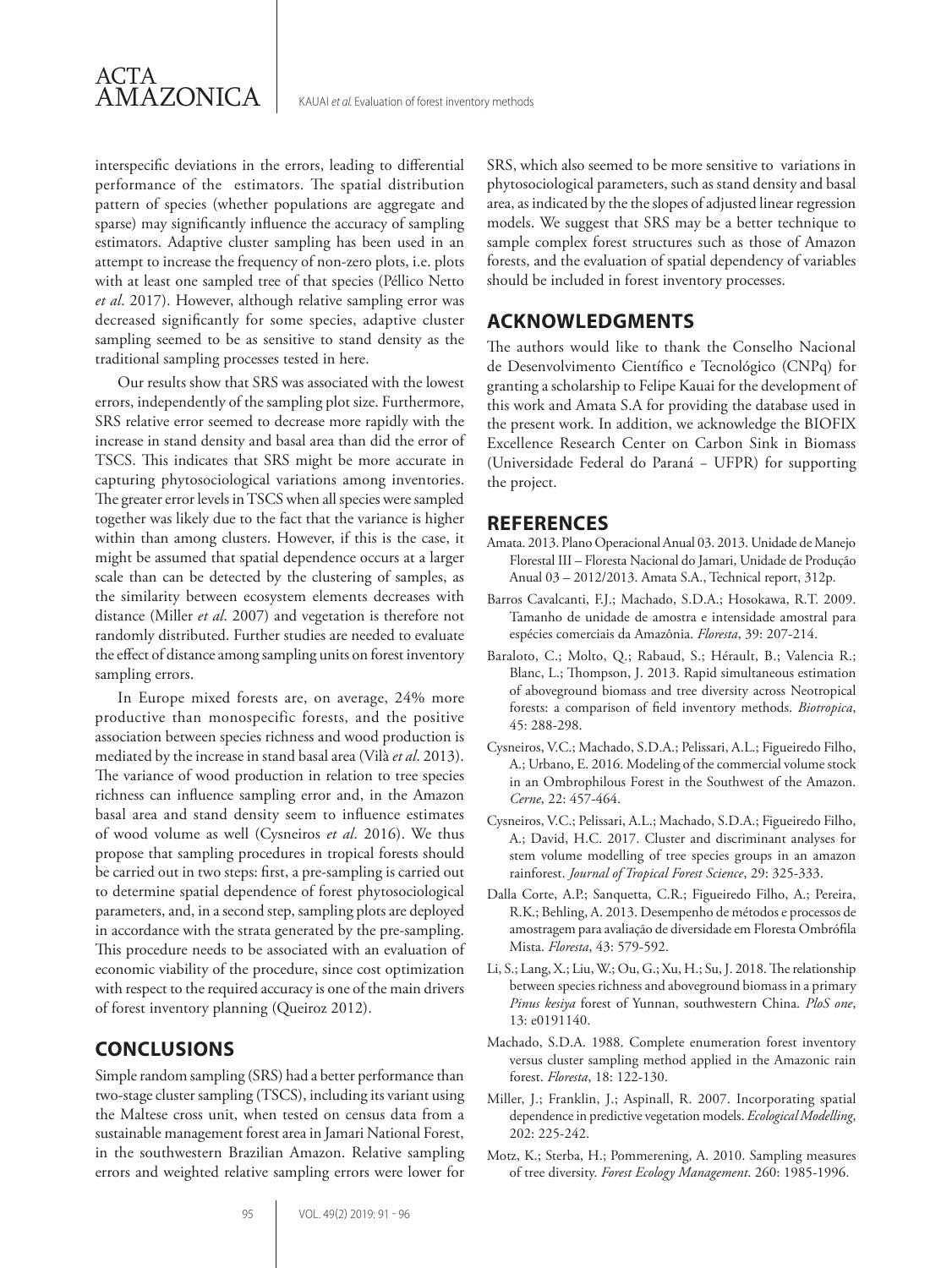interspecific deviations in the errors, leading to differential performance of the estimators. The spatial distribution pattern of species (whether populations are aggregate and sparse) may significantly influence the accuracy of sampling estimators. Adaptive cluster sampling has been used in an attempt to increase the frequency of non-zero plots, i.e. plots with at least one sampled tree of that species (Péllico Netto *et al*. 2017). However, although relative sampling error was decreased significantly for some species, adaptive cluster sampling seemed to be as sensitive to stand density as the traditional sampling processes tested in here.

Our results show that SRS was associated with the lowest errors, independently of the sampling plot size. Furthermore, SRS relative error seemed to decrease more rapidly with the increase in stand density and basal area than did the error of TSCS. This indicates that SRS might be more accurate in capturing phytosociological variations among inventories. The greater error levels in TSCS when all species were sampled together was likely due to the fact that the variance is higher within than among clusters. However, if this is the case, it might be assumed that spatial dependence occurs at a larger scale than can be detected by the clustering of samples, as the similarity between ecosystem elements decreases with distance (Miller *et al*. 2007) and vegetation is therefore not randomly distributed. Further studies are needed to evaluate the effect of distance among sampling units on forest inventory sampling errors.

In Europe mixed forests are, on average, 24% more productive than monospecific forests, and the positive association between species richness and wood production is mediated by the increase in stand basal area (Vilà *et al*. 2013). The variance of wood production in relation to tree species richness can influence sampling error and, in the Amazon basal area and stand density seem to influence estimates of wood volume as well (Cysneiros *et al*. 2016). We thus propose that sampling procedures in tropical forests should be carried out in two steps: first, a pre-sampling is carried out to determine spatial dependence of forest phytosociological parameters, and, in a second step, sampling plots are deployed in accordance with the strata generated by the pre-sampling. This procedure needs to be associated with an evaluation of economic viability of the procedure, since cost optimization with respect to the required accuracy is one of the main drivers of forest inventory planning (Queiroz 2012).

## CONCLUSIONS

Simple random sampling (SRS) had a better performance than two-stage cluster sampling (TSCS), including its variant using the Maltese cross unit, when tested on census data from a sustainable management forest area in Jamari National Forest, in the southwestern Brazilian Amazon. Relative sampling errors and weighted relative sampling errors were lower for SRS, which also seemed to be more sensitive to variations in phytosociological parameters, such as stand density and basal area, as indicated by the the slopes of adjusted linear regression models. We suggest that SRS may be a better technique to sample complex forest structures such as those of Amazon forests, and the evaluation of spatial dependency of variables should be included in forest inventory processes.

## ACKNOWLEDGMENTS

The authors would like to thank the Conselho Nacional de Desenvolvimento Científico e Tecnológico (CNPq) for granting a scholarship to Felipe Kauai for the development of this work and Amata S.A for providing the database used in the present work. In addition, we acknowledge the BIOFIX Excellence Research Center on Carbon Sink in Biomass (Universidade Federal do Paraná – UFPR) for supporting the project.

## REFERENCES

Amata. 2013. Plano Operacional Anual 03. 2013. Unidade de Manejo Florestal III – Floresta Nacional do Jamari, Unidade de Produção Anual 03 – 2012/2013. Amata S.A., Technical report, 312p.

Barros Cavalcanti, F.J.; Machado, S.D.A.; Hosokawa, R.T. 2009. Tamanho de unidade de amostra e intensidade amostral para espécies comerciais da Amazônia. *Floresta*, 39: 207-214.

Baraloto, C.; Molto, Q.; Rabaud, S.; Hérault, B.; Valencia R.; Blanc, L.; Thompson, J. 2013. Rapid simultaneous estimation of aboveground biomass and tree diversity across Neotropical forests: a comparison of field inventory methods. *Biotropica*, 45: 288-298.

Cysneiros, V.C.; Machado, S.D.A.; Pelissari, A.L.; Figueiredo Filho, A.; Urbano, E. 2016. Modeling of the commercial volume stock in an Ombrophilous Forest in the Southwest of the Amazon. *Cerne*, 22: 457-464.

Cysneiros, V.C.; Pelissari, A.L.; Machado, S.D.A.; Figueiredo Filho, A.; David, H.C. 2017. Cluster and discriminant analyses for stem volume modelling of tree species groups in an amazon rainforest. *Journal of Tropical Forest Science*, 29: 325-333.

Dalla Corte, A.P.; Sanquetta, C.R.; Figueiredo Filho, A.; Pereira, R.K.; Behling, A. 2013. Desempenho de métodos e processos de amostragem para avaliação de diversidade em Floresta Ombrófila Mista. *Floresta*, 43: 579-592.

Li, S.; Lang, X.; Liu, W.; Ou, G.; Xu, H.; Su, J. 2018. The relationship between species richness and aboveground biomass in a primary *Pinus kesiya* forest of Yunnan, southwestern China. *PloS one*, 13: e0191140.

Machado, S.D.A. 1988. Complete enumeration forest inventory versus cluster sampling method applied in the Amazonic rain forest. *Floresta*, 18: 122-130.

Miller, J.; Franklin, J.; Aspinall, R. 2007. Incorporating spatial dependence in predictive vegetation models. *Ecological Modelling*, 202: 225-242.

Motz, K.; Sterba, H.; Pommerening, A. 2010. Sampling measures of tree diversity. *Forest Ecology Management*. 260: 1985-1996.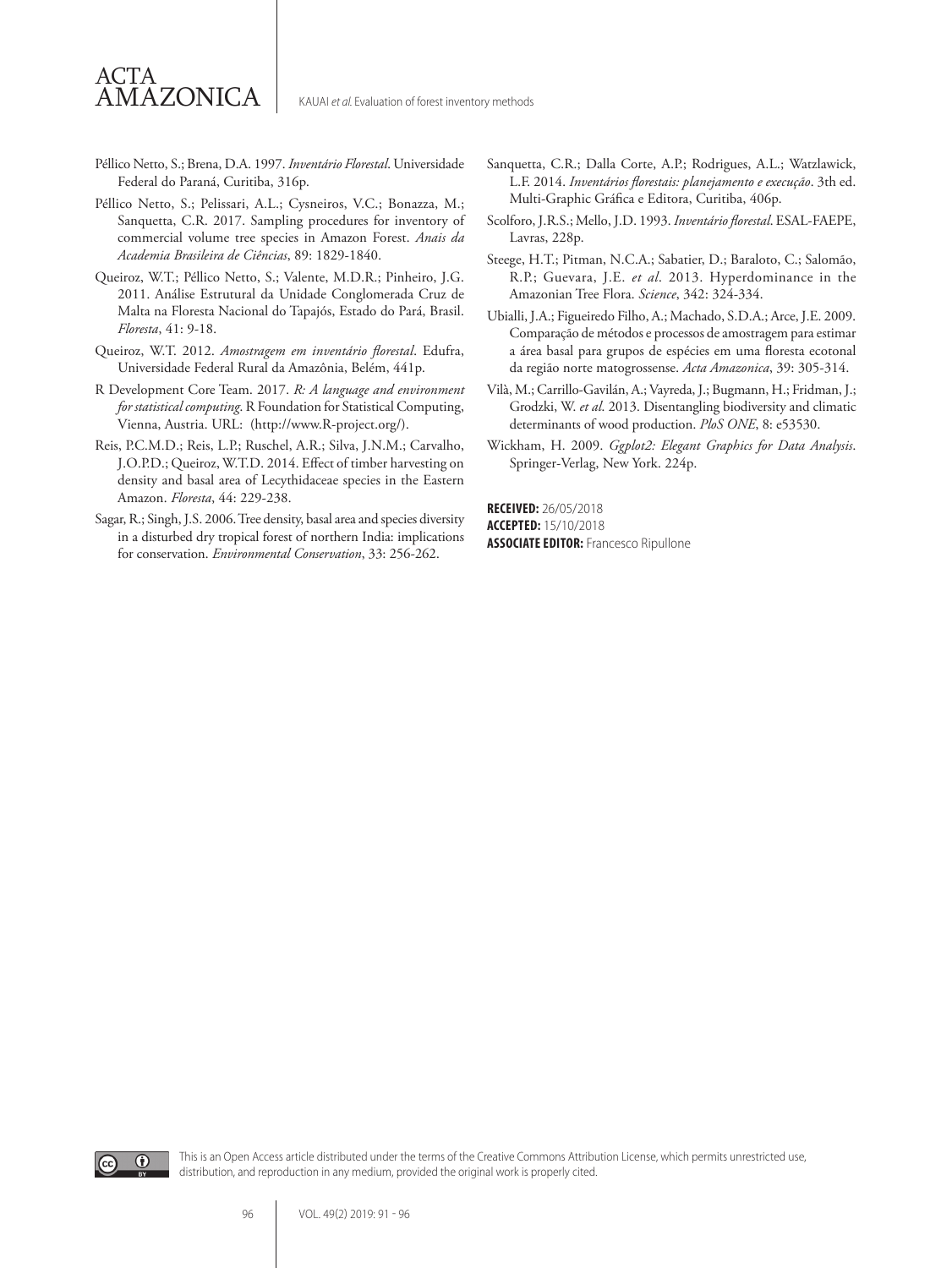Péllico Netto, S.; Brena, D.A. 1997. *Inventário Florestal*. Universidade Federal do Paraná, Curitiba, 316p.

Péllico Netto, S.; Pelissari, A.L.; Cysneiros, V.C.; Bonazza, M.; Sanquetta, C.R. 2017. Sampling procedures for inventory of commercial volume tree species in Amazon Forest. *Anais da Academia Brasileira de Ciências*, 89: 1829-1840.

Queiroz, W.T.; Péllico Netto, S.; Valente, M.D.R.; Pinheiro, J.G. 2011. Análise Estrutural da Unidade Conglomerada Cruz de Malta na Floresta Nacional do Tapajós, Estado do Pará, Brasil. *Floresta*, 41: 9-18.

Queiroz, W.T. 2012. *Amostragem em inventário florestal*. Edufra, Universidade Federal Rural da Amazônia, Belém, 441p.

R Development Core Team. 2017. *R: A language and environment for statistical computing*. R Foundation for Statistical Computing, Vienna, Austria. URL: (http://www.R-project.org/).

Reis, P.C.M.D.; Reis, L.P.; Ruschel, A.R.; Silva, J.N.M.; Carvalho, J.O.P.D.; Queiroz, W.T.D. 2014. Effect of timber harvesting on density and basal area of Lecythidaceae species in the Eastern Amazon. *Floresta*, 44: 229-238.

Sagar, R.; Singh, J.S. 2006. Tree density, basal area and species diversity in a disturbed dry tropical forest of northern India: implications for conservation. *Environmental Conservation*, 33: 256-262.

Sanquetta, C.R.; Dalla Corte, A.P.; Rodrigues, A.L.; Watzlawick, L.F. 2014. *Inventários florestais: planejamento e execução*. 3th ed. Multi-Graphic Gráfica e Editora, Curitiba, 406p.

Scolforo, J.R.S.; Mello, J.D. 1993. *Inventário florestal*. ESAL-FAEPE, Lavras, 228p.

Steege, H.T.; Pitman, N.C.A.; Sabatier, D.; Baraloto, C.; Salomão, R.P.; Guevara, J.E. *et al*. 2013. Hyperdominance in the Amazonian Tree Flora. *Science*, 342: 324-334.

Ubialli, J.A.; Figueiredo Filho, A.; Machado, S.D.A.; Arce, J.E. 2009. Comparação de métodos e processos de amostragem para estimar a área basal para grupos de espécies em uma floresta ecotonal da região norte matogrossense. *Acta Amazonica*, 39: 305-314.

Vilà, M.; Carrillo-Gavilán, A.; Vayreda, J.; Bugmann, H.; Fridman, J.; Grodzki, W. *et al*. 2013. Disentangling biodiversity and climatic determinants of wood production. *PloS ONE*, 8: e53530.

Wickham, H. 2009. *Ggplot2: Elegant Graphics for Data Analysis*. Springer-Verlag, New York. 224p.

**RECEIVED:** 26/05/2018
**ACCEPTED:** 15/10/2018
**ASSOCIATE EDITOR:** Francesco Ripullone

This is an Open Access article distributed under the terms of the Creative Commons Attribution License, which permits unrestricted use, distribution, and reproduction in any medium, provided the original work is properly cited.